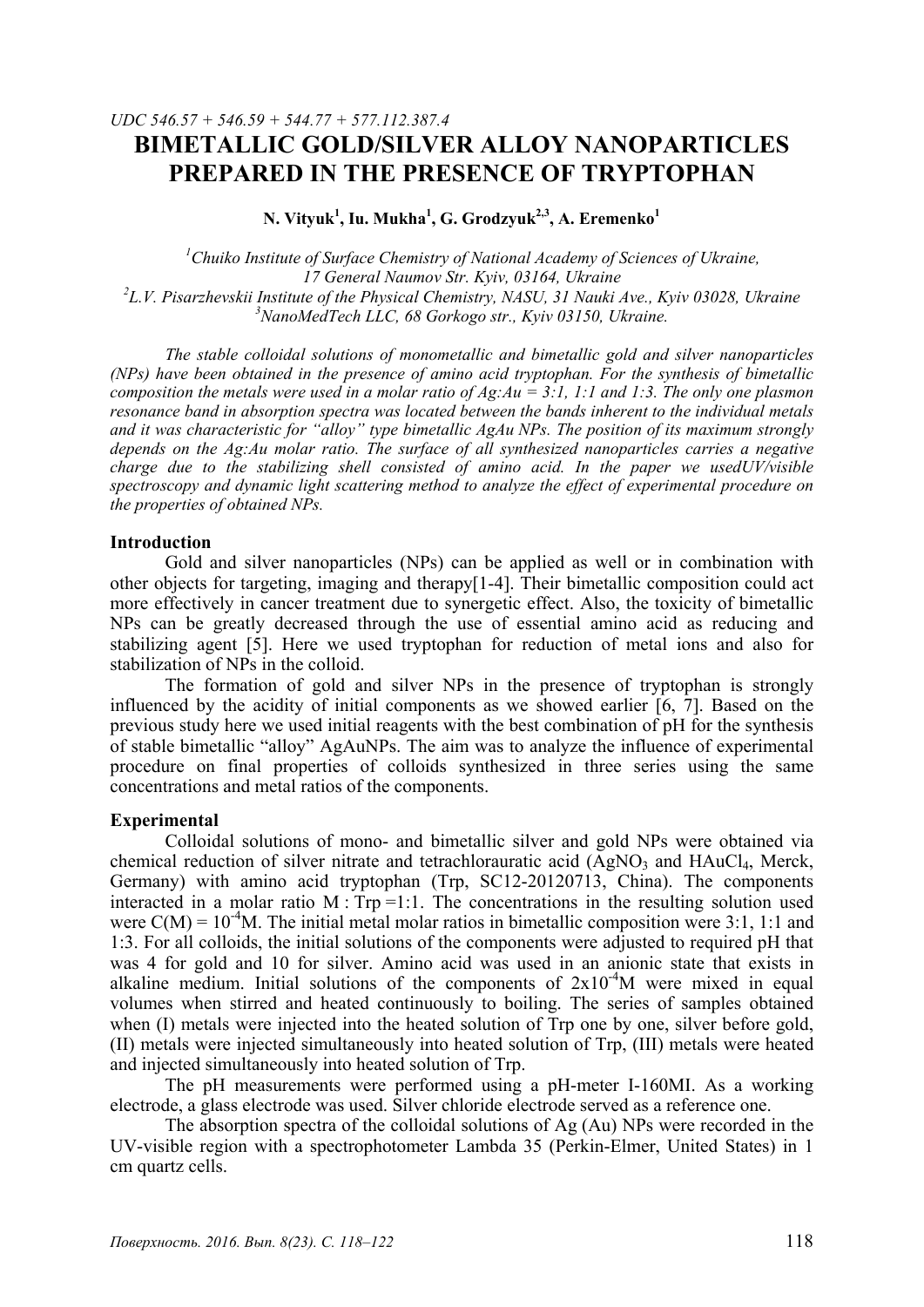*UDC 546.57 + 546.59 + 544.77 + 577.112.387.4*

# BIMETALLIC GOLD/SILVER ALLOY NANOPARTICLES PREPARED IN THE PRESENCE OF TRYPTOPHAN

**N. Vityuk[1], Iu. Mukha[1], G. Grodzyuk[2,3], A. Eremenko[1]**

[1]*Chuiko Institute of Surface Chemistry of National Academy of Sciences of Ukraine, 17 General Naumov Str. Kyiv, 03164, Ukraine*
[2]*L.V. Pisarzhevskii Institute of the Physical Chemistry, NASU, 31 Nauki Ave., Kyiv 03028, Ukraine*
[3]*NanoMedTech LLC, 68 Gorkogo str., Kyiv 03150, Ukraine.*

*The stable colloidal solutions of monometallic and bimetallic gold and silver nanoparticles (NPs) have been obtained in the presence of amino acid tryptophan. For the synthesis of bimetallic composition the metals were used in a molar ratio of Ag:Au = 3:1, 1:1 and 1:3. The only one plasmon resonance band in absorption spectra was located between the bands inherent to the individual metals and it was characteristic for "alloy" type bimetallic AgAu NPs. The position of its maximum strongly depends on the Ag:Au molar ratio. The surface of all synthesized nanoparticles carries a negative charge due to the stabilizing shell consisted of amino acid. In the paper we usedUV/visible spectroscopy and dynamic light scattering method to analyze the effect of experimental procedure on the properties of obtained NPs.*

## Introduction

Gold and silver nanoparticles (NPs) can be applied as well or in combination with other objects for targeting, imaging and therapy[1-4]. Their bimetallic composition could act more effectively in cancer treatment due to synergetic effect. Also, the toxicity of bimetallic NPs can be greatly decreased through the use of essential amino acid as reducing and stabilizing agent [5]. Here we used tryptophan for reduction of metal ions and also for stabilization of NPs in the colloid.

The formation of gold and silver NPs in the presence of tryptophan is strongly influenced by the acidity of initial components as we showed earlier [6, 7]. Based on the previous study here we used initial reagents with the best combination of pH for the synthesis of stable bimetallic "alloy" AgAuNPs. The aim was to analyze the influence of experimental procedure on final properties of colloids synthesized in three series using the same concentrations and metal ratios of the components.

## Experimental

Colloidal solutions of mono- and bimetallic silver and gold NPs were obtained via chemical reduction of silver nitrate and tetrachlorauratic acid ($AgNO_3$ and $HAuCl_4$, Merck, Germany) with amino acid tryptophan (Trp, SC12-20120713, China). The components interacted in a molar ratio M : Trp =1:1. The concentrations in the resulting solution used were $C(M) = 10^{-4}$M. The initial metal molar ratios in bimetallic composition were 3:1, 1:1 and 1:3. For all colloids, the initial solutions of the components were adjusted to required pH that was 4 for gold and 10 for silver. Amino acid was used in an anionic state that exists in alkaline medium. Initial solutions of the components of $2x10^{-4}$M were mixed in equal volumes when stirred and heated continuously to boiling. The series of samples obtained when (I) metals were injected into the heated solution of Trp one by one, silver before gold, (II) metals were injected simultaneously into heated solution of Trp, (III) metals were heated and injected simultaneously into heated solution of Trp.

The pH measurements were performed using a pH-meter I-160MI. As a working electrode, a glass electrode was used. Silver chloride electrode served as a reference one.

The absorption spectra of the colloidal solutions of Ag (Au) NPs were recorded in the UV-visible region with a spectrophotometer Lambda 35 (Perkin-Elmer, United States) in 1 cm quartz cells.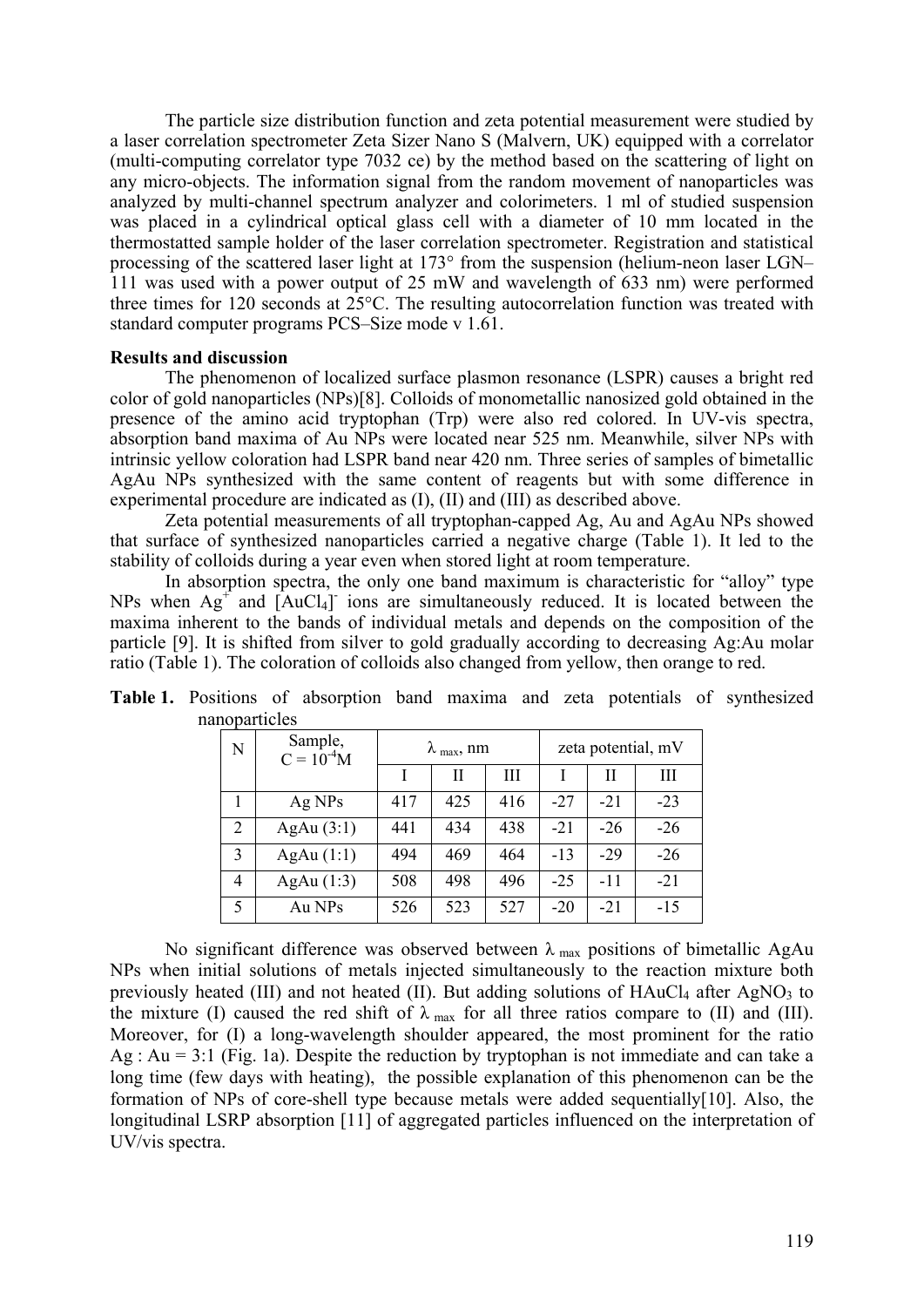The particle size distribution function and zeta potential measurement were studied by a laser correlation spectrometer Zeta Sizer Nano S (Malvern, UK) equipped with a correlator (multi-computing correlator type 7032 ce) by the method based on the scattering of light on any micro-objects. The information signal from the random movement of nanoparticles was analyzed by multi-channel spectrum analyzer and colorimeters. 1 ml of studied suspension was placed in a cylindrical optical glass cell with a diameter of 10 mm located in the thermostatted sample holder of the laser correlation spectrometer. Registration and statistical processing of the scattered laser light at 173° from the suspension (helium-neon laser LGN–111 was used with a power output of 25 mW and wavelength of 633 nm) were performed three times for 120 seconds at 25°C. The resulting autocorrelation function was treated with standard computer programs PCS–Size mode v 1.61.

**Results and discussion**

The phenomenon of localized surface plasmon resonance (LSPR) causes a bright red color of gold nanoparticles (NPs)[8]. Colloids of monometallic nanosized gold obtained in the presence of the amino acid tryptophan (Trp) were also red colored. In UV-vis spectra, absorption band maxima of Au NPs were located near 525 nm. Meanwhile, silver NPs with intrinsic yellow coloration had LSPR band near 420 nm. Three series of samples of bimetallic AgAu NPs synthesized with the same content of reagents but with some difference in experimental procedure are indicated as (I), (II) and (III) as described above.

Zeta potential measurements of all tryptophan-capped Ag, Au and AgAu NPs showed that surface of synthesized nanoparticles carried a negative charge (Table 1). It led to the stability of colloids during a year even when stored light at room temperature.

In absorption spectra, the only one band maximum is characteristic for "alloy" type NPs when $Ag^+$ and $[AuCl_4]^-$ ions are simultaneously reduced. It is located between the maxima inherent to the bands of individual metals and depends on the composition of the particle [9]. It is shifted from silver to gold gradually according to decreasing Ag:Au molar ratio (Table 1). The coloration of colloids also changed from yellow, then orange to red.

**Table 1.** Positions of absorption band maxima and zeta potentials of synthesized nanoparticles

| N | Sample, $C = 10^{-4}$M | $\lambda_{max}$, nm | | | zeta potential, mV | | |
|---|---|---|---|---|---|---|---|
| | | I | II | III | I | II | III |
| 1 | Ag NPs | 417 | 425 | 416 | -27 | -21 | -23 |
| 2 | AgAu (3:1) | 441 | 434 | 438 | -21 | -26 | -26 |
| 3 | AgAu (1:1) | 494 | 469 | 464 | -13 | -29 | -26 |
| 4 | AgAu (1:3) | 508 | 498 | 496 | -25 | -11 | -21 |
| 5 | Au NPs | 526 | 523 | 527 | -20 | -21 | -15 |

No significant difference was observed between $\lambda_{max}$ positions of bimetallic AgAu NPs when initial solutions of metals injected simultaneously to the reaction mixture both previously heated (III) and not heated (II). But adding solutions of $HAuCl_4$ after $AgNO_3$ to the mixture (I) caused the red shift of $\lambda_{max}$ for all three ratios compare to (II) and (III). Moreover, for (I) a long-wavelength shoulder appeared, the most prominent for the ratio Ag : Au = 3:1 (Fig. 1a). Despite the reduction by tryptophan is not immediate and can take a long time (few days with heating), the possible explanation of this phenomenon can be the formation of NPs of core-shell type because metals were added sequentially[10]. Also, the longitudinal LSRP absorption [11] of aggregated particles influenced on the interpretation of UV/vis spectra.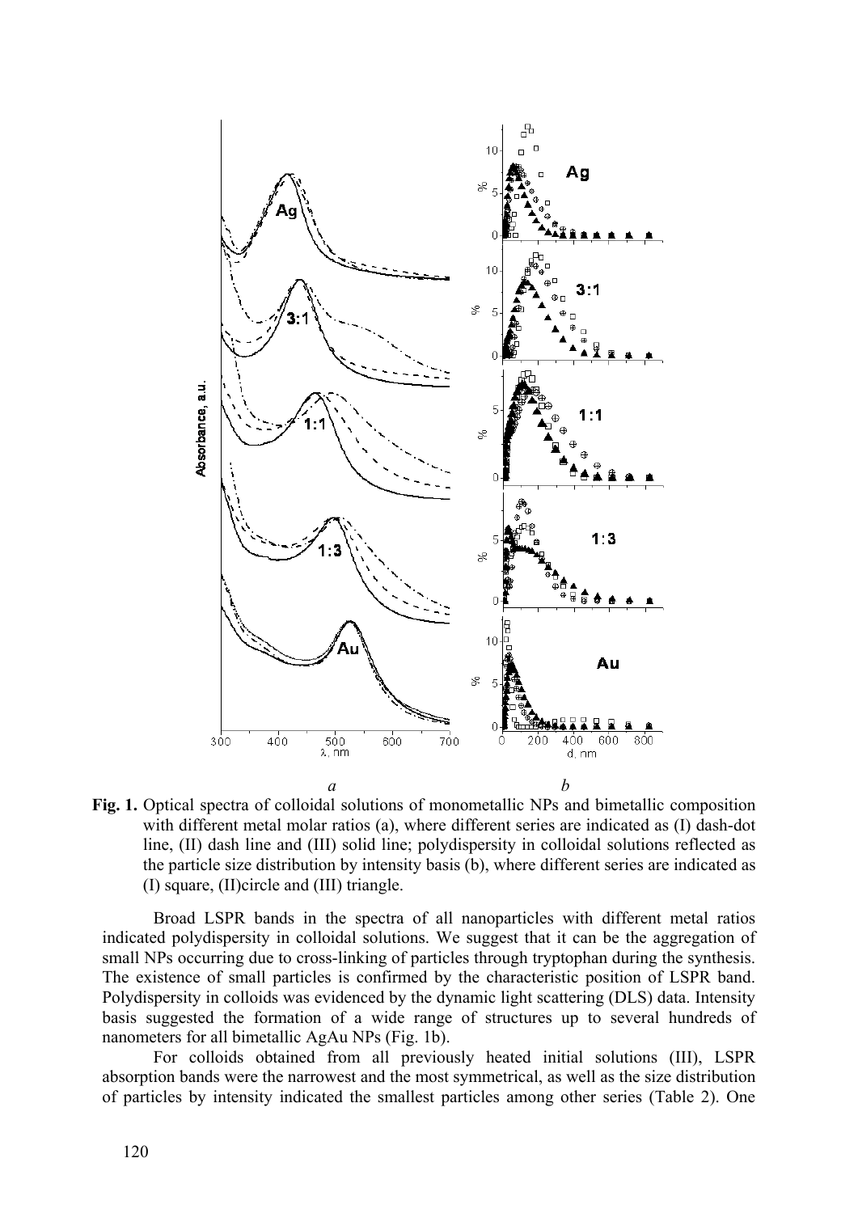**Fig. 1.** Optical spectra of colloidal solutions of monometallic NPs and bimetallic composition with different metal molar ratios (a), where different series are indicated as (I) dash-dot line, (II) dash line and (III) solid line; polydispersity in colloidal solutions reflected as the particle size distribution by intensity basis (b), where different series are indicated as (I) square, (II)circle and (III) triangle.

Broad LSPR bands in the spectra of all nanoparticles with different metal ratios indicated polydispersity in colloidal solutions. We suggest that it can be the aggregation of small NPs occurring due to cross-linking of particles through tryptophan during the synthesis. The existence of small particles is confirmed by the characteristic position of LSPR band. Polydispersity in colloids was evidenced by the dynamic light scattering (DLS) data. Intensity basis suggested the formation of a wide range of structures up to several hundreds of nanometers for all bimetallic AgAu NPs (Fig. 1b).

For colloids obtained from all previously heated initial solutions (III), LSPR absorption bands were the narrowest and the most symmetrical, as well as the size distribution of particles by intensity indicated the smallest particles among other series (Table 2). One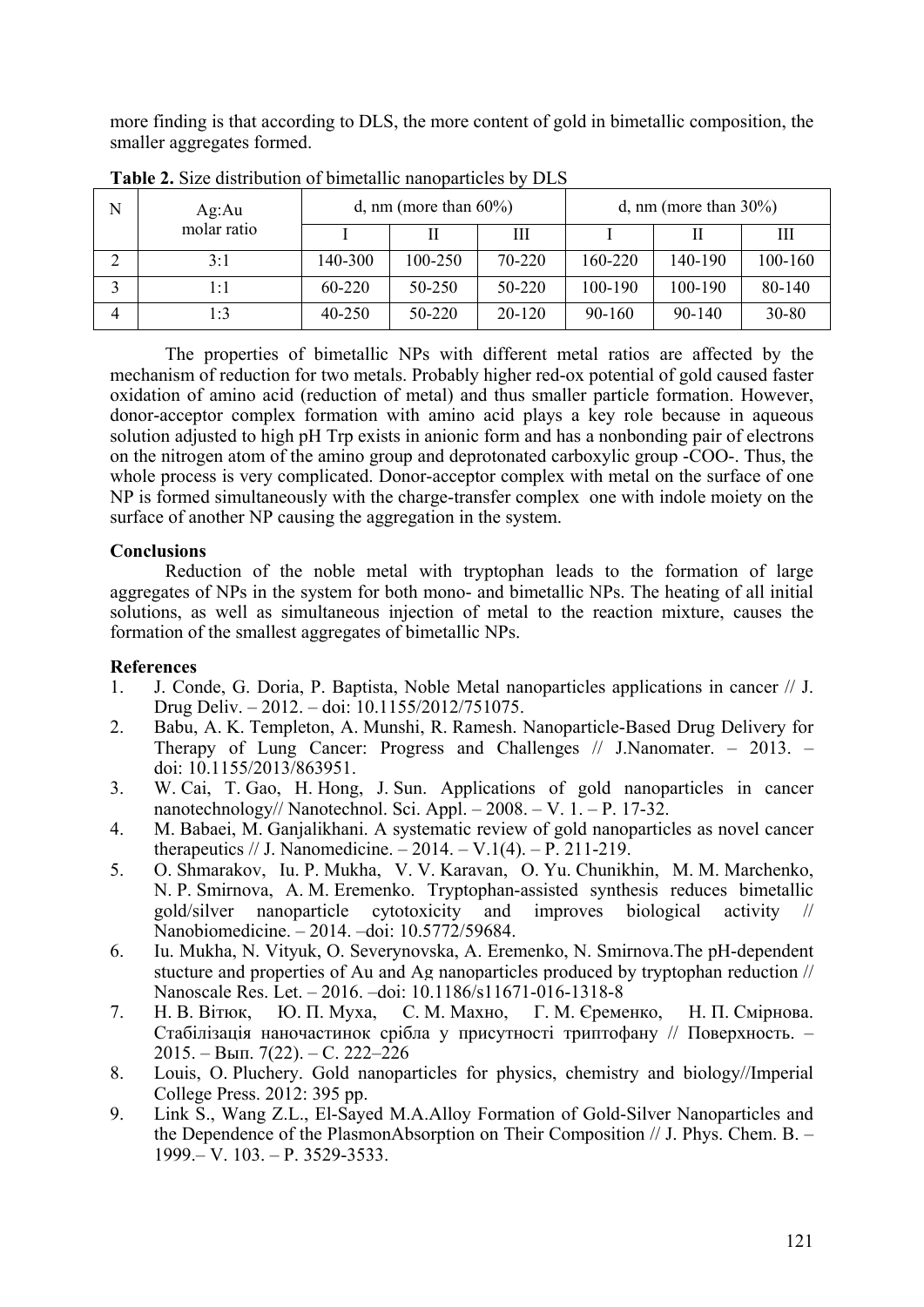more finding is that according to DLS, the more content of gold in bimetallic composition, the smaller aggregates formed.

**Table 2.** Size distribution of bimetallic nanoparticles by DLS

| N | Ag:Au molar ratio | d, nm (more than 60%) | | | d, nm (more than 30%) | | |
|---|---|---|---|---|---|---|---|
| | | I | II | III | I | II | III |
| 2 | 3:1 | 140-300 | 100-250 | 70-220 | 160-220 | 140-190 | 100-160 |
| 3 | 1:1 | 60-220 | 50-250 | 50-220 | 100-190 | 100-190 | 80-140 |
| 4 | 1:3 | 40-250 | 50-220 | 20-120 | 90-160 | 90-140 | 30-80 |

The properties of bimetallic NPs with different metal ratios are affected by the mechanism of reduction for two metals. Probably higher red-ox potential of gold caused faster oxidation of amino acid (reduction of metal) and thus smaller particle formation. However, donor-acceptor complex formation with amino acid plays a key role because in aqueous solution adjusted to high pH Trp exists in anionic form and has a nonbonding pair of electrons on the nitrogen atom of the amino group and deprotonated carboxylic group -COO-. Thus, the whole process is very complicated. Donor-acceptor complex with metal on the surface of one NP is formed simultaneously with the charge-transfer complex one with indole moiety on the surface of another NP causing the aggregation in the system.

**Conclusions**

Reduction of the noble metal with tryptophan leads to the formation of large aggregates of NPs in the system for both mono- and bimetallic NPs. The heating of all initial solutions, as well as simultaneous injection of metal to the reaction mixture, causes the formation of the smallest aggregates of bimetallic NPs.

**References**

1. J. Conde, G. Doria, P. Baptista, Noble Metal nanoparticles applications in cancer // J. Drug Deliv. – 2012. – doi: 10.1155/2012/751075.
2. Babu, A. K. Templeton, A. Munshi, R. Ramesh. Nanoparticle-Based Drug Delivery for Therapy of Lung Cancer: Progress and Challenges // J.Nanomater. – 2013. – doi: 10.1155/2013/863951.
3. W. Cai, T. Gao, H. Hong, J. Sun. Applications of gold nanoparticles in cancer nanotechnology// Nanotechnol. Sci. Appl. – 2008. – V. 1. – P. 17-32.
4. M. Babaei, M. Ganjalikhani. A systematic review of gold nanoparticles as novel cancer therapeutics // J. Nanomedicine. – 2014. – V.1(4). – P. 211-219.
5. O. Shmarakov, Iu. P. Mukha, V. V. Karavan, O. Yu. Chunikhin, M. M. Marchenko, N. P. Smirnova, A. M. Eremenko. Tryptophan-assisted synthesis reduces bimetallic gold/silver nanoparticle cytotoxicity and improves biological activity // Nanobiomedicine. – 2014. –doi: 10.5772/59684.
6. Iu. Mukha, N. Vityuk, O. Severynovska, A. Eremenko, N. Smirnova.The pH-dependent stucture and properties of Au and Ag nanoparticles produced by tryptophan reduction // Nanoscale Res. Let. – 2016. –doi: 10.1186/s11671-016-1318-8
7. Н. В. Вітюк, Ю. П. Муха, С. М. Махно, Г. М. Єременко, Н. П. Смірнова. Стабілізація наночастинок срібла у присутності триптофану // Поверхность. – 2015. – Вып. 7(22). – С. 222–226
8. Louis, O. Pluchery. Gold nanoparticles for physics, chemistry and biology//Imperial College Press. 2012: 395 pp.
9. Link S., Wang Z.L., El-Sayed M.A.Alloy Formation of Gold-Silver Nanoparticles and the Dependence of the PlasmonAbsorption on Their Composition // J. Phys. Chem. B. – 1999.– V. 103. – P. 3529-3533.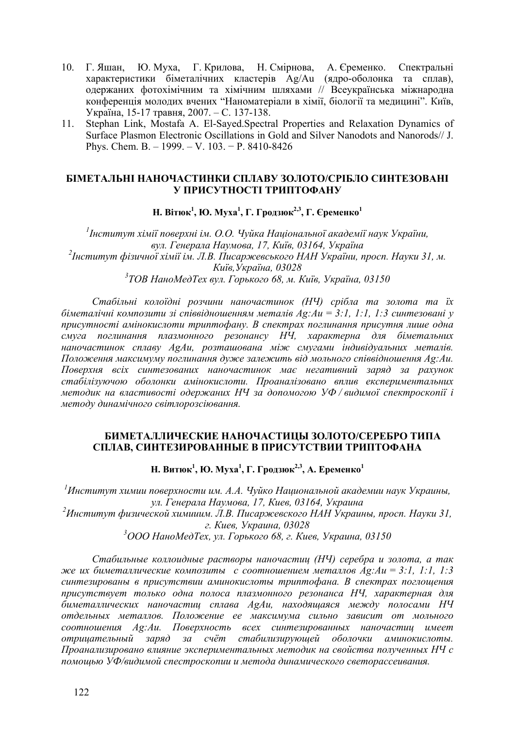10. Г. Яшан, Ю. Муха, Г. Крилова, Н. Смірнова, А. Єременко. Спектральні характеристики біметалічних кластерів Ag/Au (ядро-оболонка та сплав), одержаних фотохімічним та хімічним шляхами // Всеукраїнська міжнародна конференція молодих вчених "Наноматеріали в хімії, біології та медицині". Київ, Україна, 15-17 травня, 2007. – С. 137-138.
11. Stephan Link, Mostafa A. El-Sayed.Spectral Properties and Relaxation Dynamics of Surface Plasmon Electronic Oscillations in Gold and Silver Nanodots and Nanorods// J. Phys. Chem. B. – 1999. – V. 103. − P. 8410-8426

## БІМЕТАЛЬНІ НАНОЧАСТИНКИ СПЛАВУ ЗОЛОТО/СРІБЛО СИНТЕЗОВАНІ У ПРИСУТНОСТІ ТРИПТОФАНУ

**Н. Вітюк[1], Ю. Муха[1], Г. Гродзюк[2,3], Г. Єременко[1]**

*[1]Інститут хімії поверхні ім. О.О. Чуйка Національної академії наук України, вул. Генерала Наумова, 17, Київ, 03164, Україна*
*[2]Інститут фізичної хімії ім. Л.В. Писаржевського НАН України, просп. Науки 31, м. Київ,Україна, 03028*
*[3]ТОВ НаноМедТех вул. Горького 68, м. Київ, Україна, 03150*

*Стабільні колоїдні розчини наночастинок (НЧ) срібла та золота та їх біметалічні композити зі співвідношенням металів Ag:Au = 3:1, 1:1, 1:3 синтезовані у присутності амінокислоти триптофану. В спектрах поглинання присутня лише одна смуга поглинання плазмонного резонансу НЧ, характерна для біметальних наночастинок сплаву AgAu, розташована між смугами індивідуальних металів. Положення максимуму поглинання дуже залежить від мольного співвідношення Ag:Au. Поверхня всіх синтезованих наночастинок має негативний заряд за рахунок стабілізуючою оболонки амінокислоти. Проаналізовано вплив експериментальних методик на властивості одержаних НЧ за допомогою УФ / видимої спектроскопії і методу динамічного світлорозсіювання.*

## БИМЕТАЛЛИЧЕСКИЕ НАНОЧАСТИЦЫ ЗОЛОТО/СЕРЕБРО ТИПА СПЛАВ, СИНТЕЗИРОВАННЫЕ В ПРИСУТСТВИИ ТРИПТОФАНА

**Н. Витюк[1], Ю. Муха[1], Г. Гродзюк[2,3], А. Еременко[1]**

*[1]Институт химии поверхности им. А.А. Чуйко Национальной академии наук Украины, ул. Генерала Наумова, 17, Киев, 03164, Украина*
*[2]Институт физической химиим. Л.В. Писаржевского НАН Украины, просп. Науки 31, г. Киев, Украина, 03028*
*[3]ООО НаноМедТех, ул. Горького 68, г. Киев, Украина, 03150*

*Стабильные коллоидные растворы наночастиц (НЧ) серебра и золота, а так же их биметаллические композиты с соотношением металлов Ag:Au = 3:1, 1:1, 1:3 синтезированы в присутствии аминокислоты триптофана. В спектрах поглощения присутствует только одна полоса плазмонного резонанса НЧ, характерная для биметаллических наночастиц сплава AgAu, находящаяся между полосами НЧ отдельных металлов. Положение ее максимума сильно зависит от мольного соотношения Ag:Au. Поверхность всех синтезированных наночастиц имеет отрицательный заряд за счёт стабилизирующей оболочки аминокислоты. Проанализировано влияние экспериментальных методик на свойства полученных НЧ с помощью УФ/видимой спестроскопии и метода динамического светорассеивания.*